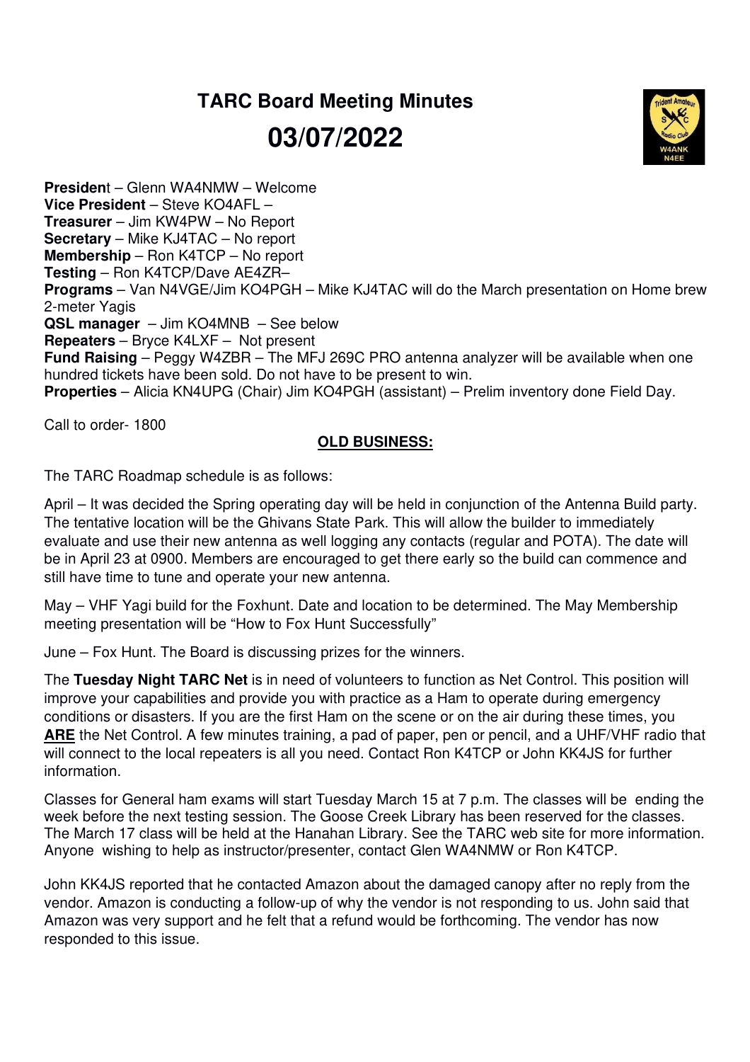# TARC Board Meeting Minutes

# 03/07/2022

**Presiden**t – Glenn WA4NMW – Welcome
**Vice President** – Steve KO4AFL –
**Treasurer** – Jim KW4PW – No Report
**Secretary** – Mike KJ4TAC – No report
**Membership** – Ron K4TCP – No report
**Testing** – Ron K4TCP/Dave AE4ZR–
**Programs** – Van N4VGE/Jim KO4PGH – Mike KJ4TAC will do the March presentation on Home brew 2-meter Yagis
**QSL manager** – Jim KO4MNB – See below
**Repeaters** – Bryce K4LXF – Not present
**Fund Raising** – Peggy W4ZBR – The MFJ 269C PRO antenna analyzer will be available when one hundred tickets have been sold. Do not have to be present to win.
**Properties** – Alicia KN4UPG (Chair) Jim KO4PGH (assistant) – Prelim inventory done Field Day.

Call to order- 1800

## OLD BUSINESS:

The TARC Roadmap schedule is as follows:

April – It was decided the Spring operating day will be held in conjunction of the Antenna Build party. The tentative location will be the Ghivans State Park. This will allow the builder to immediately evaluate and use their new antenna as well logging any contacts (regular and POTA). The date will be in April 23 at 0900. Members are encouraged to get there early so the build can commence and still have time to tune and operate your new antenna.

May – VHF Yagi build for the Foxhunt. Date and location to be determined. The May Membership meeting presentation will be "How to Fox Hunt Successfully"

June – Fox Hunt. The Board is discussing prizes for the winners.

The **Tuesday Night TARC Net** is in need of volunteers to function as Net Control. This position will improve your capabilities and provide you with practice as a Ham to operate during emergency conditions or disasters. If you are the first Ham on the scene or on the air during these times, you **ARE** the Net Control. A few minutes training, a pad of paper, pen or pencil, and a UHF/VHF radio that will connect to the local repeaters is all you need. Contact Ron K4TCP or John KK4JS for further information.

Classes for General ham exams will start Tuesday March 15 at 7 p.m. The classes will be ending the week before the next testing session. The Goose Creek Library has been reserved for the classes. The March 17 class will be held at the Hanahan Library. See the TARC web site for more information. Anyone wishing to help as instructor/presenter, contact Glen WA4NMW or Ron K4TCP.

John KK4JS reported that he contacted Amazon about the damaged canopy after no reply from the vendor. Amazon is conducting a follow-up of why the vendor is not responding to us. John said that Amazon was very support and he felt that a refund would be forthcoming. The vendor has now responded to this issue.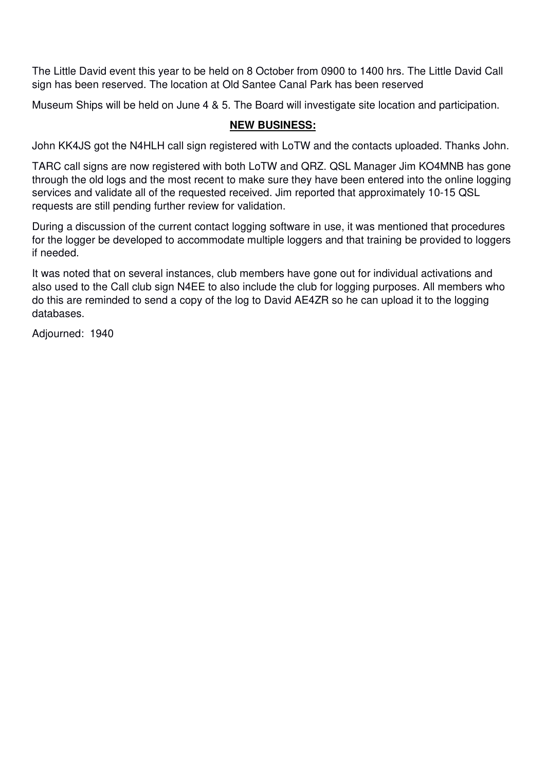The Little David event this year to be held on 8 October from 0900 to 1400 hrs. The Little David Call sign has been reserved. The location at Old Santee Canal Park has been reserved

Museum Ships will be held on June 4 & 5. The Board will investigate site location and participation.

## **NEW BUSINESS:**

John KK4JS got the N4HLH call sign registered with LoTW and the contacts uploaded. Thanks John.

TARC call signs are now registered with both LoTW and QRZ. QSL Manager Jim KO4MNB has gone through the old logs and the most recent to make sure they have been entered into the online logging services and validate all of the requested received. Jim reported that approximately 10-15 QSL requests are still pending further review for validation.

During a discussion of the current contact logging software in use, it was mentioned that procedures for the logger be developed to accommodate multiple loggers and that training be provided to loggers if needed.

It was noted that on several instances, club members have gone out for individual activations and also used to the Call club sign N4EE to also include the club for logging purposes. All members who do this are reminded to send a copy of the log to David AE4ZR so he can upload it to the logging databases.

Adjourned: 1940